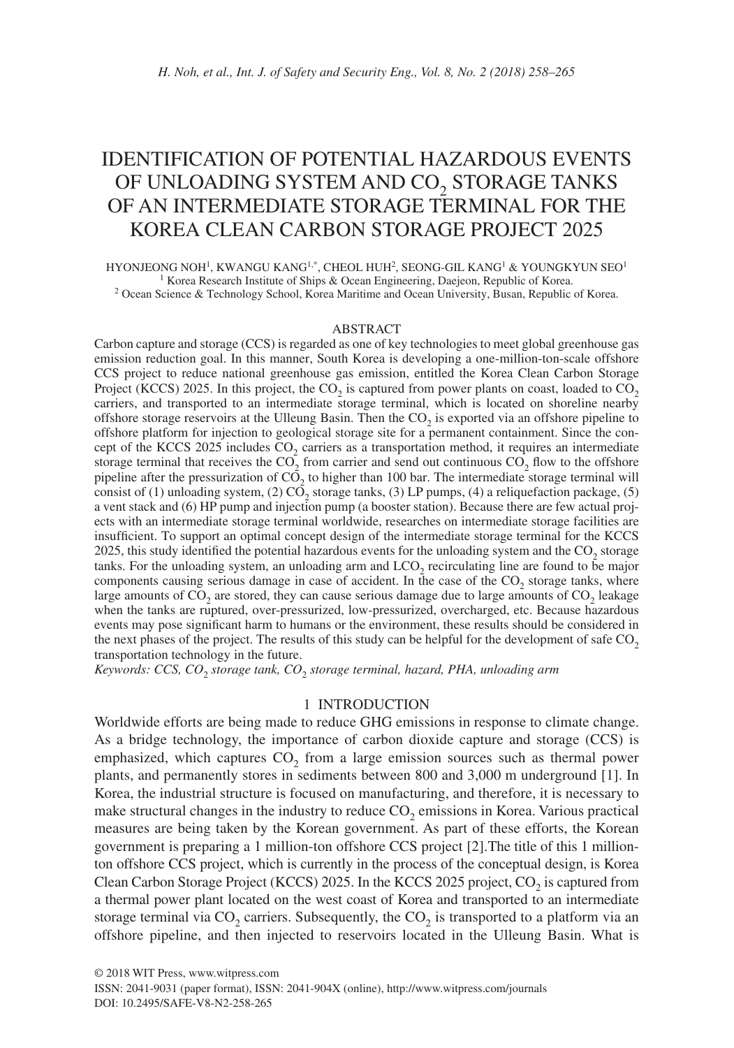# IDENTIFICATION OF POTENTIAL HAZARDOUS EVENTS OF UNLOADING SYSTEM AND $CO_2$ STORAGE TANKS OF AN INTERMEDIATE STORAGE TERMINAL FOR THE KOREA CLEAN CARBON STORAGE PROJECT 2025

HYONJEONG NOH[1], KWANGU KANG[1,*], CHEOL HUH[2], SEONG-GIL KANG[1] & YOUNGKYUN SEO[1]

[1] Korea Research Institute of Ships & Ocean Engineering, Daejeon, Republic of Korea.

[2] Ocean Science & Technology School, Korea Maritime and Ocean University, Busan, Republic of Korea.

## ABSTRACT

Carbon capture and storage (CCS) is regarded as one of key technologies to meet global greenhouse gas emission reduction goal. In this manner, South Korea is developing a one-million-ton-scale offshore CCS project to reduce national greenhouse gas emission, entitled the Korea Clean Carbon Storage Project (KCCS) 2025. In this project, the $CO_2$ is captured from power plants on coast, loaded to $CO_2$ carriers, and transported to an intermediate storage terminal, which is located on shoreline nearby offshore storage reservoirs at the Ulleung Basin. Then the $CO_2$ is exported via an offshore pipeline to offshore platform for injection to geological storage site for a permanent containment. Since the concept of the KCCS 2025 includes $CO_2$ carriers as a transportation method, it requires an intermediate storage terminal that receives the $CO_2$ from carrier and send out continuous $CO_2$ flow to the offshore pipeline after the pressurization of $CO_2$ to higher than 100 bar. The intermediate storage terminal will consist of (1) unloading system, (2) $CO_2$ storage tanks, (3) LP pumps, (4) a reliquefaction package, (5) a vent stack and (6) HP pump and injection pump (a booster station). Because there are few actual projects with an intermediate storage terminal worldwide, researches on intermediate storage facilities are insufficient. To support an optimal concept design of the intermediate storage terminal for the KCCS 2025, this study identified the potential hazardous events for the unloading system and the $CO_2$ storage tanks. For the unloading system, an unloading arm and $LCO_2$ recirculating line are found to be major components causing serious damage in case of accident. In the case of the $CO_2$ storage tanks, where large amounts of $CO_2$ are stored, they can cause serious damage due to large amounts of $CO_2$ leakage when the tanks are ruptured, over-pressurized, low-pressurized, overcharged, etc. Because hazardous events may pose significant harm to humans or the environment, these results should be considered in the next phases of the project. The results of this study can be helpful for the development of safe $CO_2$ transportation technology in the future.

*Keywords: CCS, $CO_2$ storage tank, $CO_2$ storage terminal, hazard, PHA, unloading arm*

## 1 INTRODUCTION

Worldwide efforts are being made to reduce GHG emissions in response to climate change. As a bridge technology, the importance of carbon dioxide capture and storage (CCS) is emphasized, which captures $CO_2$ from a large emission sources such as thermal power plants, and permanently stores in sediments between 800 and 3,000 m underground [1]. In Korea, the industrial structure is focused on manufacturing, and therefore, it is necessary to make structural changes in the industry to reduce $CO_2$ emissions in Korea. Various practical measures are being taken by the Korean government. As part of these efforts, the Korean government is preparing a 1 million-ton offshore CCS project [2].The title of this 1 million-ton offshore CCS project, which is currently in the process of the conceptual design, is Korea Clean Carbon Storage Project (KCCS) 2025. In the KCCS 2025 project, $CO_2$ is captured from a thermal power plant located on the west coast of Korea and transported to an intermediate storage terminal via $CO_2$ carriers. Subsequently, the $CO_2$ is transported to a platform via an offshore pipeline, and then injected to reservoirs located in the Ulleung Basin. What is

© 2018 WIT Press, www.witpress.com
ISSN: 2041-9031 (paper format), ISSN: 2041-904X (online), http://www.witpress.com/journals
DOI: 10.2495/SAFE-V8-N2-258-265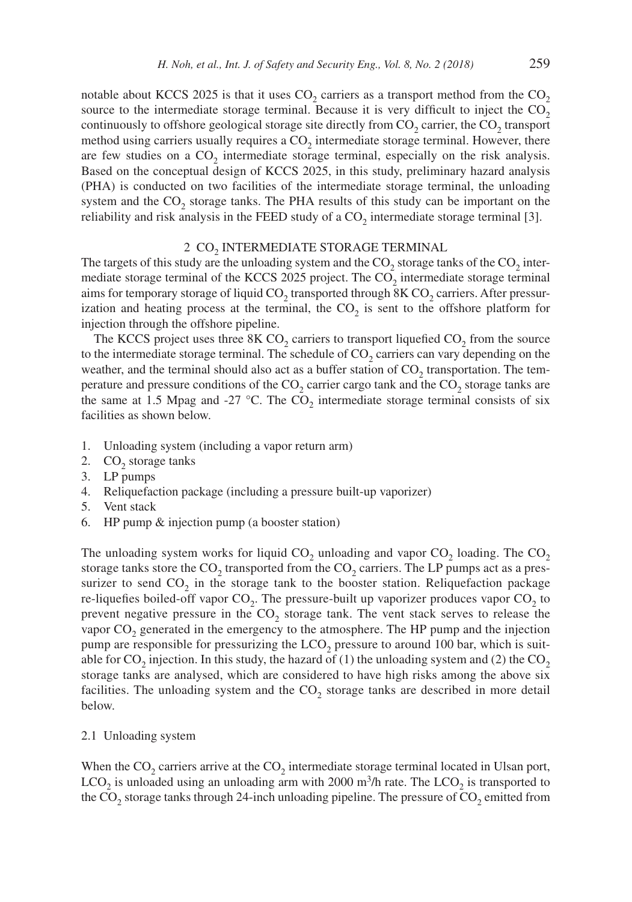notable about KCCS 2025 is that it uses $CO_2$ carriers as a transport method from the $CO_2$ source to the intermediate storage terminal. Because it is very difficult to inject the $CO_2$ continuously to offshore geological storage site directly from $CO_2$ carrier, the $CO_2$ transport method using carriers usually requires a $CO_2$ intermediate storage terminal. However, there are few studies on a $CO_2$ intermediate storage terminal, especially on the risk analysis. Based on the conceptual design of KCCS 2025, in this study, preliminary hazard analysis (PHA) is conducted on two facilities of the intermediate storage terminal, the unloading system and the $CO_2$ storage tanks. The PHA results of this study can be important on the reliability and risk analysis in the FEED study of a $CO_2$ intermediate storage terminal [3].

## 2 $CO_2$ INTERMEDIATE STORAGE TERMINAL

The targets of this study are the unloading system and the $CO_2$ storage tanks of the $CO_2$ intermediate storage terminal of the KCCS 2025 project. The $CO_2$ intermediate storage terminal aims for temporary storage of liquid $CO_2$ transported through 8K $CO_2$ carriers. After pressurization and heating process at the terminal, the $CO_2$ is sent to the offshore platform for injection through the offshore pipeline.

The KCCS project uses three 8K $CO_2$ carriers to transport liquefied $CO_2$ from the source to the intermediate storage terminal. The schedule of $CO_2$ carriers can vary depending on the weather, and the terminal should also act as a buffer station of $CO_2$ transportation. The temperature and pressure conditions of the $CO_2$ carrier cargo tank and the $CO_2$ storage tanks are the same at 1.5 Mpag and -27 °C. The $CO_2$ intermediate storage terminal consists of six facilities as shown below.

1. Unloading system (including a vapor return arm)
2. $CO_2$ storage tanks
3. LP pumps
4. Reliquefaction package (including a pressure built-up vaporizer)
5. Vent stack
6. HP pump & injection pump (a booster station)

The unloading system works for liquid $CO_2$ unloading and vapor $CO_2$ loading. The $CO_2$ storage tanks store the $CO_2$ transported from the $CO_2$ carriers. The LP pumps act as a pressurizer to send $CO_2$ in the storage tank to the booster station. Reliquefaction package re-liquefies boiled-off vapor $CO_2$. The pressure-built up vaporizer produces vapor $CO_2$ to prevent negative pressure in the $CO_2$ storage tank. The vent stack serves to release the vapor $CO_2$ generated in the emergency to the atmosphere. The HP pump and the injection pump are responsible for pressurizing the $LCO_2$ pressure to around 100 bar, which is suitable for $CO_2$ injection. In this study, the hazard of (1) the unloading system and (2) the $CO_2$ storage tanks are analysed, which are considered to have high risks among the above six facilities. The unloading system and the $CO_2$ storage tanks are described in more detail below.

### 2.1 Unloading system

When the $CO_2$ carriers arrive at the $CO_2$ intermediate storage terminal located in Ulsan port, $LCO_2$ is unloaded using an unloading arm with 2000 $m^3$/h rate. The $LCO_2$ is transported to the $CO_2$ storage tanks through 24-inch unloading pipeline. The pressure of $CO_2$ emitted from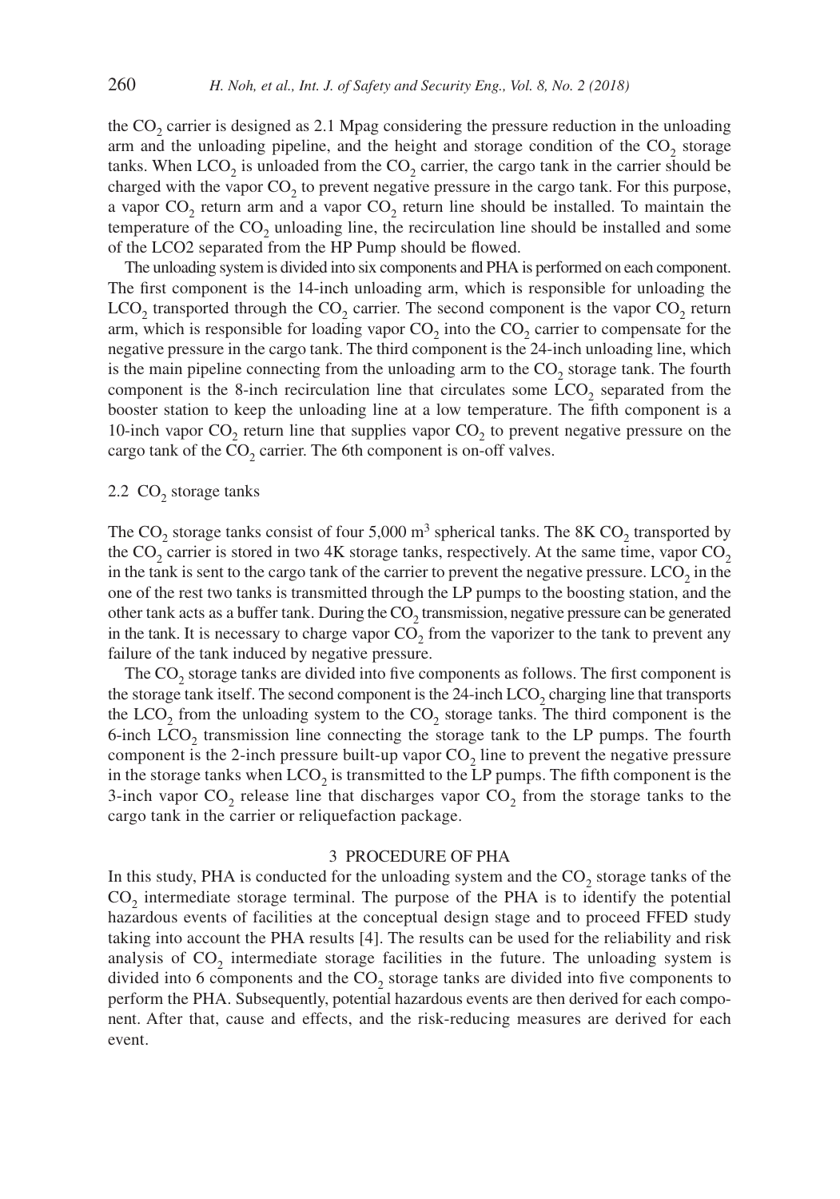the $CO_2$ carrier is designed as 2.1 Mpag considering the pressure reduction in the unloading arm and the unloading pipeline, and the height and storage condition of the $CO_2$ storage tanks. When $LCO_2$ is unloaded from the $CO_2$ carrier, the cargo tank in the carrier should be charged with the vapor $CO_2$ to prevent negative pressure in the cargo tank. For this purpose, a vapor $CO_2$ return arm and a vapor $CO_2$ return line should be installed. To maintain the temperature of the $CO_2$ unloading line, the recirculation line should be installed and some of the LCO2 separated from the HP Pump should be flowed.

The unloading system is divided into six components and PHA is performed on each component. The first component is the 14-inch unloading arm, which is responsible for unloading the $LCO_2$ transported through the $CO_2$ carrier. The second component is the vapor $CO_2$ return arm, which is responsible for loading vapor $CO_2$ into the $CO_2$ carrier to compensate for the negative pressure in the cargo tank. The third component is the 24-inch unloading line, which is the main pipeline connecting from the unloading arm to the $CO_2$ storage tank. The fourth component is the 8-inch recirculation line that circulates some $LCO_2$ separated from the booster station to keep the unloading line at a low temperature. The fifth component is a 10-inch vapor $CO_2$ return line that supplies vapor $CO_2$ to prevent negative pressure on the cargo tank of the $CO_2$ carrier. The 6th component is on-off valves.

## 2.2 $CO_2$ storage tanks

The $CO_2$ storage tanks consist of four 5,000 $m^3$ spherical tanks. The 8K $CO_2$ transported by the $CO_2$ carrier is stored in two 4K storage tanks, respectively. At the same time, vapor $CO_2$ in the tank is sent to the cargo tank of the carrier to prevent the negative pressure. $LCO_2$ in the one of the rest two tanks is transmitted through the LP pumps to the boosting station, and the other tank acts as a buffer tank. During the $CO_2$ transmission, negative pressure can be generated in the tank. It is necessary to charge vapor $CO_2$ from the vaporizer to the tank to prevent any failure of the tank induced by negative pressure.

The $CO_2$ storage tanks are divided into five components as follows. The first component is the storage tank itself. The second component is the 24-inch $LCO_2$ charging line that transports the $LCO_2$ from the unloading system to the $CO_2$ storage tanks. The third component is the 6-inch $LCO_2$ transmission line connecting the storage tank to the LP pumps. The fourth component is the 2-inch pressure built-up vapor $CO_2$ line to prevent the negative pressure in the storage tanks when $LCO_2$ is transmitted to the LP pumps. The fifth component is the 3-inch vapor $CO_2$ release line that discharges vapor $CO_2$ from the storage tanks to the cargo tank in the carrier or reliquefaction package.

# 3 PROCEDURE OF PHA

In this study, PHA is conducted for the unloading system and the $CO_2$ storage tanks of the $CO_2$ intermediate storage terminal. The purpose of the PHA is to identify the potential hazardous events of facilities at the conceptual design stage and to proceed FFED study taking into account the PHA results [4]. The results can be used for the reliability and risk analysis of $CO_2$ intermediate storage facilities in the future. The unloading system is divided into 6 components and the $CO_2$ storage tanks are divided into five components to perform the PHA. Subsequently, potential hazardous events are then derived for each component. After that, cause and effects, and the risk-reducing measures are derived for each event.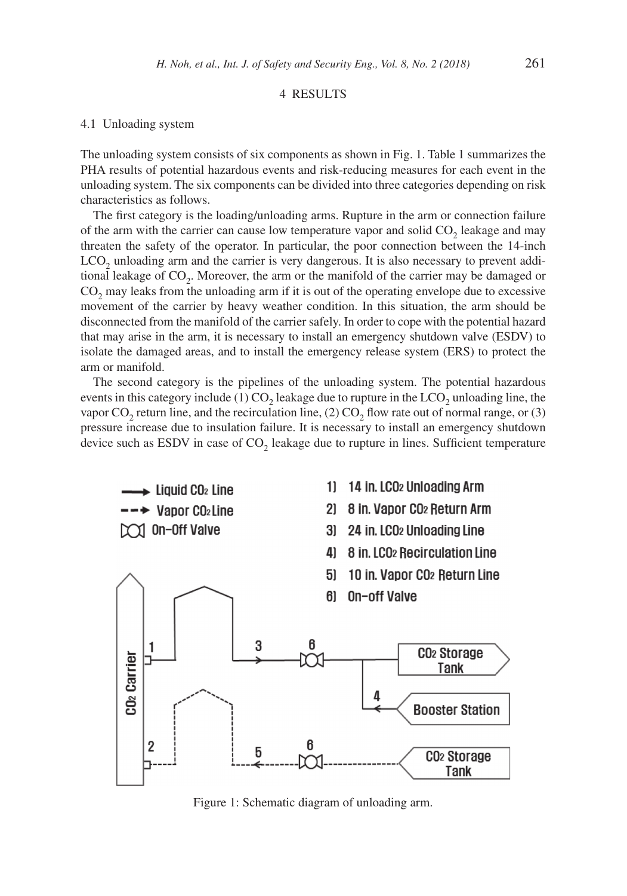# 4 RESULTS

## 4.1 Unloading system

The unloading system consists of six components as shown in Fig. 1. Table 1 summarizes the PHA results of potential hazardous events and risk-reducing measures for each event in the unloading system. The six components can be divided into three categories depending on risk characteristics as follows.

The first category is the loading/unloading arms. Rupture in the arm or connection failure of the arm with the carrier can cause low temperature vapor and solid $CO_2$ leakage and may threaten the safety of the operator. In particular, the poor connection between the 14-inch $LCO_2$ unloading arm and the carrier is very dangerous. It is also necessary to prevent additional leakage of $CO_2$. Moreover, the arm or the manifold of the carrier may be damaged or $CO_2$ may leaks from the unloading arm if it is out of the operating envelope due to excessive movement of the carrier by heavy weather condition. In this situation, the arm should be disconnected from the manifold of the carrier safely. In order to cope with the potential hazard that may arise in the arm, it is necessary to install an emergency shutdown valve (ESDV) to isolate the damaged areas, and to install the emergency release system (ERS) to protect the arm or manifold.

The second category is the pipelines of the unloading system. The potential hazardous events in this category include (1) $CO_2$ leakage due to rupture in the $LCO_2$ unloading line, the vapor $CO_2$ return line, and the recirculation line, (2) $CO_2$ flow rate out of normal range, or (3) pressure increase due to insulation failure. It is necessary to install an emergency shutdown device such as ESDV in case of $CO_2$ leakage due to rupture in lines. Sufficient temperature

Figure 1: Schematic diagram of unloading arm.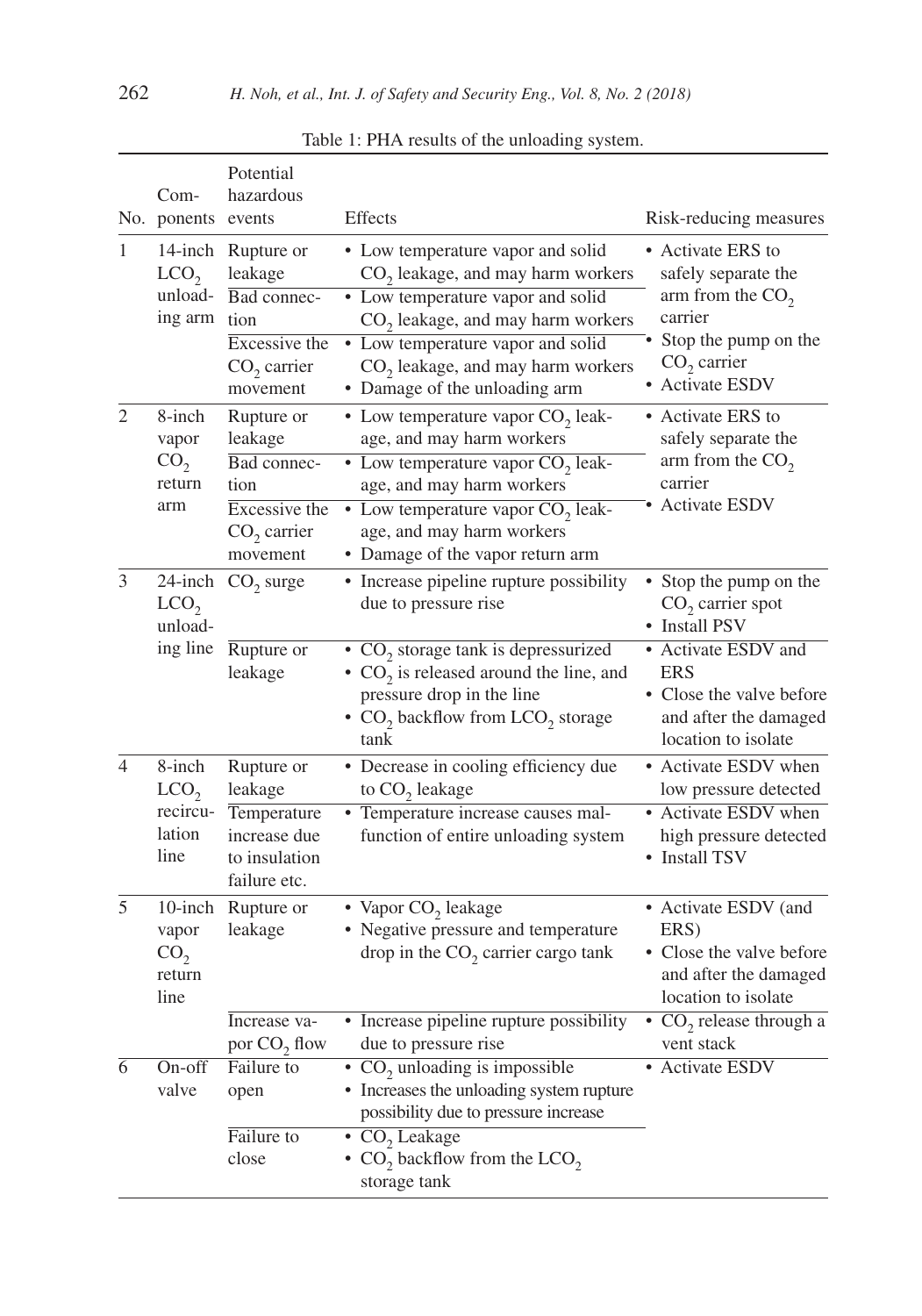Table 1: PHA results of the unloading system.

| No. | Components | Potential hazardous events | Effects | Risk-reducing measures |
|---|---|---|---|---|
| 1 | 14-inch $LCO_2$ unloading arm | Rupture or leakage | • Low temperature vapor and solid $CO_2$ leakage, and may harm workers | • Activate ERS to safely separate the arm from the $CO_2$ carrier<br>• Stop the pump on the $CO_2$ carrier<br>• Activate ESDV |
| | | Bad connection | • Low temperature vapor and solid $CO_2$ leakage, and may harm workers | |
| | | Excessive the $CO_2$ carrier movement | • Low temperature vapor and solid $CO_2$ leakage, and may harm workers<br>• Damage of the unloading arm | |
| 2 | 8-inch vapor $CO_2$ return arm | Rupture or leakage | • Low temperature vapor $CO_2$ leakage, and may harm workers | • Activate ERS to safely separate the arm from the $CO_2$ carrier<br>• Activate ESDV |
| | | Bad connection | • Low temperature vapor $CO_2$ leakage, and may harm workers | |
| | | Excessive the $CO_2$ carrier movement | • Low temperature vapor $CO_2$ leakage, and may harm workers<br>• Damage of the vapor return arm | |
| 3 | 24-inch $LCO_2$ unloading line | $CO_2$ surge | • Increase pipeline rupture possibility due to pressure rise | • Stop the pump on the $CO_2$ carrier spot<br>• Install PSV |
| | | Rupture or leakage | • $CO_2$ storage tank is depressurized<br>• $CO_2$ is released around the line, and pressure drop in the line<br>• $CO_2$ backflow from $LCO_2$ storage tank | • Activate ESDV and ERS<br>• Close the valve before and after the damaged location to isolate |
| 4 | 8-inch $LCO_2$ recirculation line | Rupture or leakage | • Decrease in cooling efficiency due to $CO_2$ leakage | • Activate ESDV when low pressure detected |
| | | Temperature increase due to insulation failure etc. | • Temperature increase causes malfunction of entire unloading system | • Activate ESDV when high pressure detected<br>• Install TSV |
| 5 | 10-inch vapor $CO_2$ return line | Rupture or leakage | • Vapor $CO_2$ leakage<br>• Negative pressure and temperature drop in the $CO_2$ carrier cargo tank | • Activate ESDV (and ERS)<br>• Close the valve before and after the damaged location to isolate |
| | | Increase vapor $CO_2$ flow | • Increase pipeline rupture possibility due to pressure rise | • $CO_2$ release through a vent stack |
| 6 | On-off valve | Failure to open | • $CO_2$ unloading is impossible<br>• Increases the unloading system rupture possibility due to pressure increase | • Activate ESDV |
| | | Failure to close | • $CO_2$ Leakage<br>• $CO_2$ backflow from the $LCO_2$ storage tank | |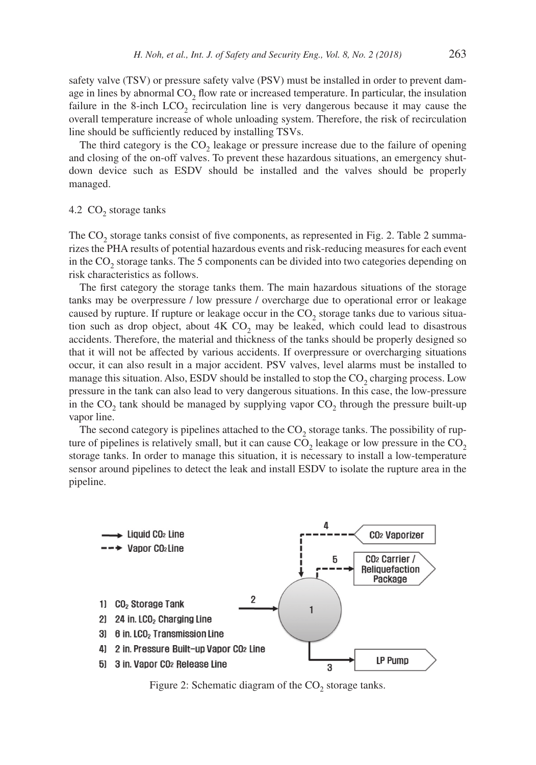safety valve (TSV) or pressure safety valve (PSV) must be installed in order to prevent damage in lines by abnormal $CO_2$ flow rate or increased temperature. In particular, the insulation failure in the 8-inch $LCO_2$ recirculation line is very dangerous because it may cause the overall temperature increase of whole unloading system. Therefore, the risk of recirculation line should be sufficiently reduced by installing TSVs.

The third category is the $CO_2$ leakage or pressure increase due to the failure of opening and closing of the on-off valves. To prevent these hazardous situations, an emergency shutdown device such as ESDV should be installed and the valves should be properly managed.

### 4.2 $CO_2$ storage tanks

The $CO_2$ storage tanks consist of five components, as represented in Fig. 2. Table 2 summarizes the PHA results of potential hazardous events and risk-reducing measures for each event in the $CO_2$ storage tanks. The 5 components can be divided into two categories depending on risk characteristics as follows.

The first category the storage tanks them. The main hazardous situations of the storage tanks may be overpressure / low pressure / overcharge due to operational error or leakage caused by rupture. If rupture or leakage occur in the $CO_2$ storage tanks due to various situation such as drop object, about 4K $CO_2$ may be leaked, which could lead to disastrous accidents. Therefore, the material and thickness of the tanks should be properly designed so that it will not be affected by various accidents. If overpressure or overcharging situations occur, it can also result in a major accident. PSV valves, level alarms must be installed to manage this situation. Also, ESDV should be installed to stop the $CO_2$ charging process. Low pressure in the tank can also lead to very dangerous situations. In this case, the low-pressure in the $CO_2$ tank should be managed by supplying vapor $CO_2$ through the pressure built-up vapor line.

The second category is pipelines attached to the $CO_2$ storage tanks. The possibility of rupture of pipelines is relatively small, but it can cause $CO_2$ leakage or low pressure in the $CO_2$ storage tanks. In order to manage this situation, it is necessary to install a low-temperature sensor around pipelines to detect the leak and install ESDV to isolate the rupture area in the pipeline.

Figure 2: Schematic diagram of the $CO_2$ storage tanks.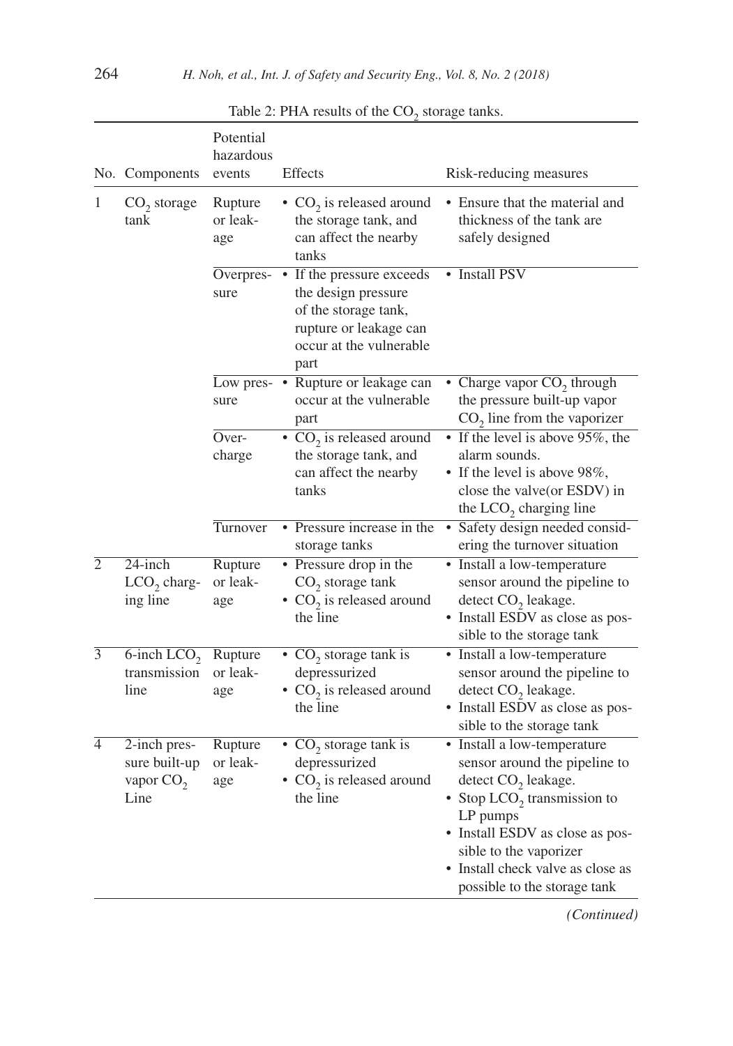Table 2: PHA results of the $CO_2$ storage tanks.

| No. | Components | Potential hazardous events | Effects | Risk-reducing measures |
|---|---|---|---|---|
| 1 | $CO_2$ storage tank | Rupture or leakage | • $CO_2$ is released around the storage tank, and can affect the nearby tanks | • Ensure that the material and thickness of the tank are safely designed |
| | | Overpressure | • If the pressure exceeds the design pressure of the storage tank, rupture or leakage can occur at the vulnerable part | • Install PSV |
| | | Low pressure | • Rupture or leakage can occur at the vulnerable part | • Charge vapor $CO_2$ through the pressure built-up vapor $CO_2$ line from the vaporizer |
| | | Overcharge | • $CO_2$ is released around the storage tank, and can affect the nearby tanks | • If the level is above 95%, the alarm sounds. • If the level is above 98%, close the valve(or ESDV) in the $LCO_2$ charging line |
| | | Turnover | • Pressure increase in the storage tanks | • Safety design needed considering the turnover situation |
| 2 | 24-inch $LCO_2$ charging line | Rupture or leakage | • Pressure drop in the $CO_2$ storage tank • $CO_2$ is released around the line | • Install a low-temperature sensor around the pipeline to detect $CO_2$ leakage. • Install ESDV as close as possible to the storage tank |
| 3 | 6-inch $LCO_2$ transmission line | Rupture or leakage | • $CO_2$ storage tank is depressurized • $CO_2$ is released around the line | • Install a low-temperature sensor around the pipeline to detect $CO_2$ leakage. • Install ESDV as close as possible to the storage tank |
| 4 | 2-inch pressure built-up vapor $CO_2$ Line | Rupture or leakage | • $CO_2$ storage tank is depressurized • $CO_2$ is released around the line | • Install a low-temperature sensor around the pipeline to detect $CO_2$ leakage. • Stop $LCO_2$ transmission to LP pumps • Install ESDV as close as possible to the vaporizer • Install check valve as close as possible to the storage tank |

*(Continued)*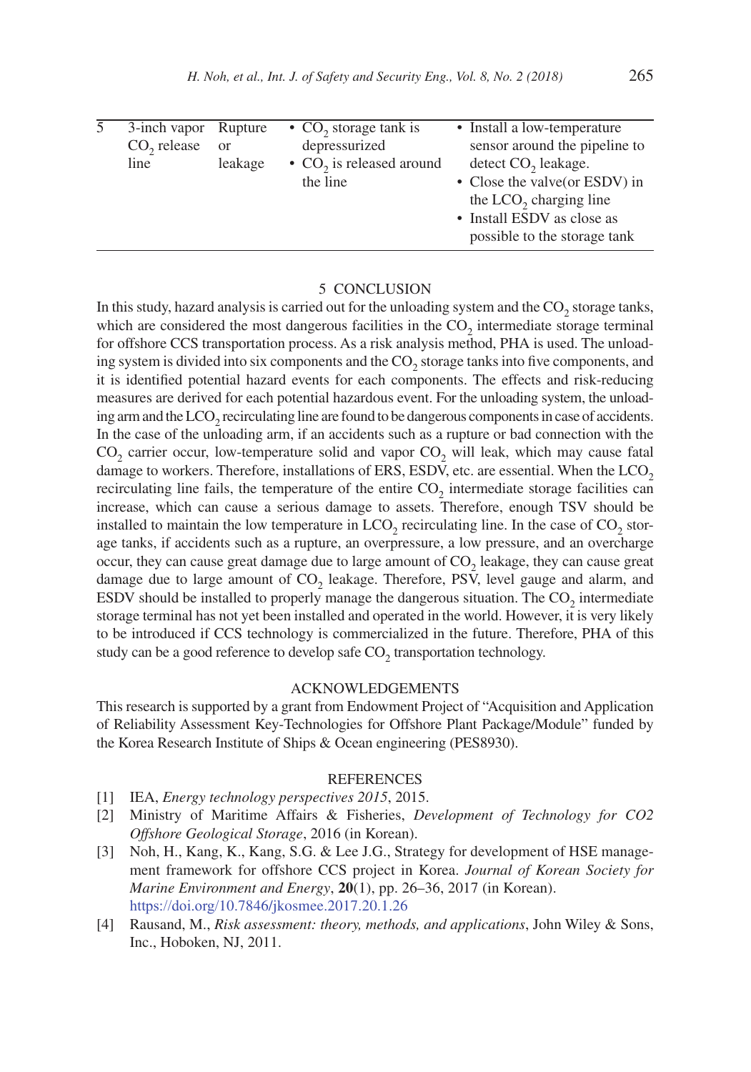| | | | | |
|---|---|---|---|---|
| 5 | 3-inch vapor $CO_2$ release line | Rupture or leakage | • $CO_2$ storage tank is depressurized<br>• $CO_2$ is released around the line | • Install a low-temperature sensor around the pipeline to detect $CO_2$ leakage.<br>• Close the valve(or ESDV) in the $LCO_2$ charging line<br>• Install ESDV as close as possible to the storage tank |

## 5 CONCLUSION

In this study, hazard analysis is carried out for the unloading system and the $CO_2$ storage tanks, which are considered the most dangerous facilities in the $CO_2$ intermediate storage terminal for offshore CCS transportation process. As a risk analysis method, PHA is used. The unloading system is divided into six components and the $CO_2$ storage tanks into five components, and it is identified potential hazard events for each components. The effects and risk-reducing measures are derived for each potential hazardous event. For the unloading system, the unloading arm and the $LCO_2$ recirculating line are found to be dangerous components in case of accidents. In the case of the unloading arm, if an accidents such as a rupture or bad connection with the $CO_2$ carrier occur, low-temperature solid and vapor $CO_2$ will leak, which may cause fatal damage to workers. Therefore, installations of ERS, ESDV, etc. are essential. When the $LCO_2$ recirculating line fails, the temperature of the entire $CO_2$ intermediate storage facilities can increase, which can cause a serious damage to assets. Therefore, enough TSV should be installed to maintain the low temperature in $LCO_2$ recirculating line. In the case of $CO_2$ storage tanks, if accidents such as a rupture, an overpressure, a low pressure, and an overcharge occur, they can cause great damage due to large amount of $CO_2$ leakage, they can cause great damage due to large amount of $CO_2$ leakage. Therefore, PSV, level gauge and alarm, and ESDV should be installed to properly manage the dangerous situation. The $CO_2$ intermediate storage terminal has not yet been installed and operated in the world. However, it is very likely to be introduced if CCS technology is commercialized in the future. Therefore, PHA of this study can be a good reference to develop safe $CO_2$ transportation technology.

## ACKNOWLEDGEMENTS

This research is supported by a grant from Endowment Project of "Acquisition and Application of Reliability Assessment Key-Technologies for Offshore Plant Package/Module" funded by the Korea Research Institute of Ships & Ocean engineering (PES8930).

## REFERENCES

[1] IEA, *Energy technology perspectives 2015*, 2015.

[2] Ministry of Maritime Affairs & Fisheries, *Development of Technology for CO2 Offshore Geological Storage*, 2016 (in Korean).

[3] Noh, H., Kang, K., Kang, S.G. & Lee J.G., Strategy for development of HSE management framework for offshore CCS project in Korea. *Journal of Korean Society for Marine Environment and Energy*, **20**(1), pp. 26–36, 2017 (in Korean). https://doi.org/10.7846/jkosmee.2017.20.1.26

[4] Rausand, M., *Risk assessment: theory, methods, and applications*, John Wiley & Sons, Inc., Hoboken, NJ, 2011.